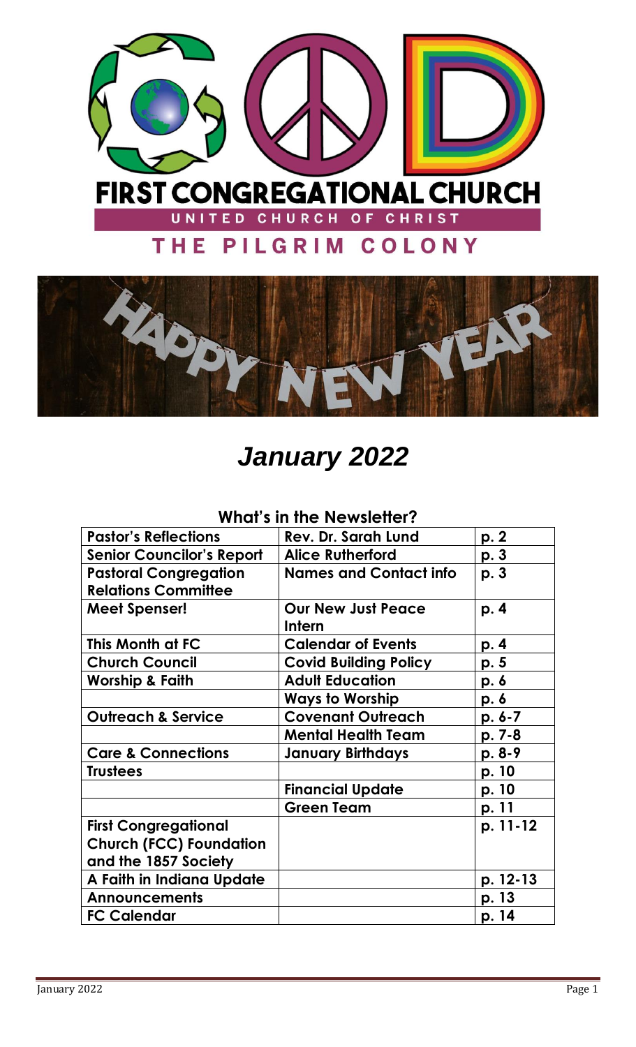# FIRST CONGREGATIONAL CHURCH

UNITED CHURCH OF CHRIST

## THE PILGRIM COLONY

HAPPY NEW YEAR

# *January 2022*

## What's in the Newsletter?

| Pastor's Reflections | Rev. Dr. Sarah Lund | p. 2 |
|---|---|---|
| Senior Councilor's Report | Alice Rutherford | p. 3 |
| Pastoral Congregation Relations Committee | Names and Contact info | p. 3 |
| Meet Spenser! | Our New Just Peace Intern | p. 4 |
| This Month at FC | Calendar of Events | p. 4 |
| Church Council | Covid Building Policy | p. 5 |
| Worship & Faith | Adult Education | p. 6 |
| | Ways to Worship | p. 6 |
| Outreach & Service | Covenant Outreach | p. 6-7 |
| | Mental Health Team | p. 7-8 |
| Care & Connections | January Birthdays | p. 8-9 |
| Trustees | | p. 10 |
| | Financial Update | p. 10 |
| | Green Team | p. 11 |
| First Congregational Church (FCC) Foundation and the 1857 Society | | p. 11-12 |
| A Faith in Indiana Update | | p. 12-13 |
| Announcements | | p. 13 |
| FC Calendar | | p. 14 |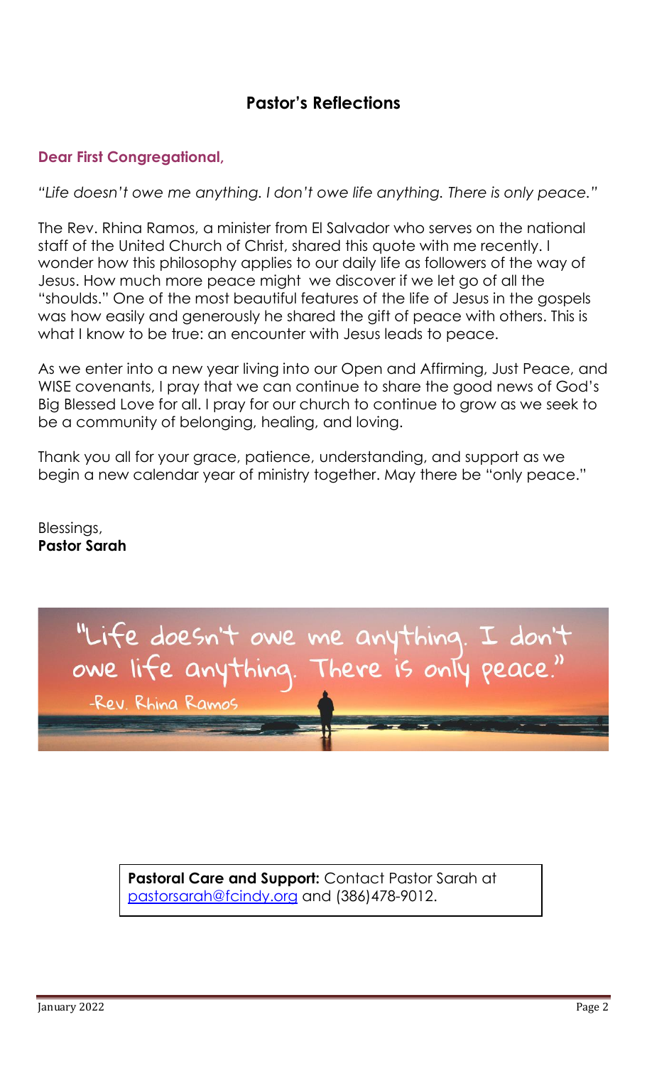## Pastor's Reflections

**Dear First Congregational,**

*"Life doesn't owe me anything. I don't owe life anything. There is only peace."*

The Rev. Rhina Ramos, a minister from El Salvador who serves on the national staff of the United Church of Christ, shared this quote with me recently. I wonder how this philosophy applies to our daily life as followers of the way of Jesus. How much more peace might we discover if we let go of all the "shoulds." One of the most beautiful features of the life of Jesus in the gospels was how easily and generously he shared the gift of peace with others. This is what I know to be true: an encounter with Jesus leads to peace.

As we enter into a new year living into our Open and Affirming, Just Peace, and WISE covenants, I pray that we can continue to share the good news of God's Big Blessed Love for all. I pray for our church to continue to grow as we seek to be a community of belonging, healing, and loving.

Thank you all for your grace, patience, understanding, and support as we begin a new calendar year of ministry together. May there be "only peace."

Blessings,
**Pastor Sarah**

"Life doesn't owe me anything. I don't owe life anything. There is only peace."
-Rev. Rhina Ramos

**Pastoral Care and Support:** Contact Pastor Sarah at pastorsarah@fcindy.org and (386)478-9012.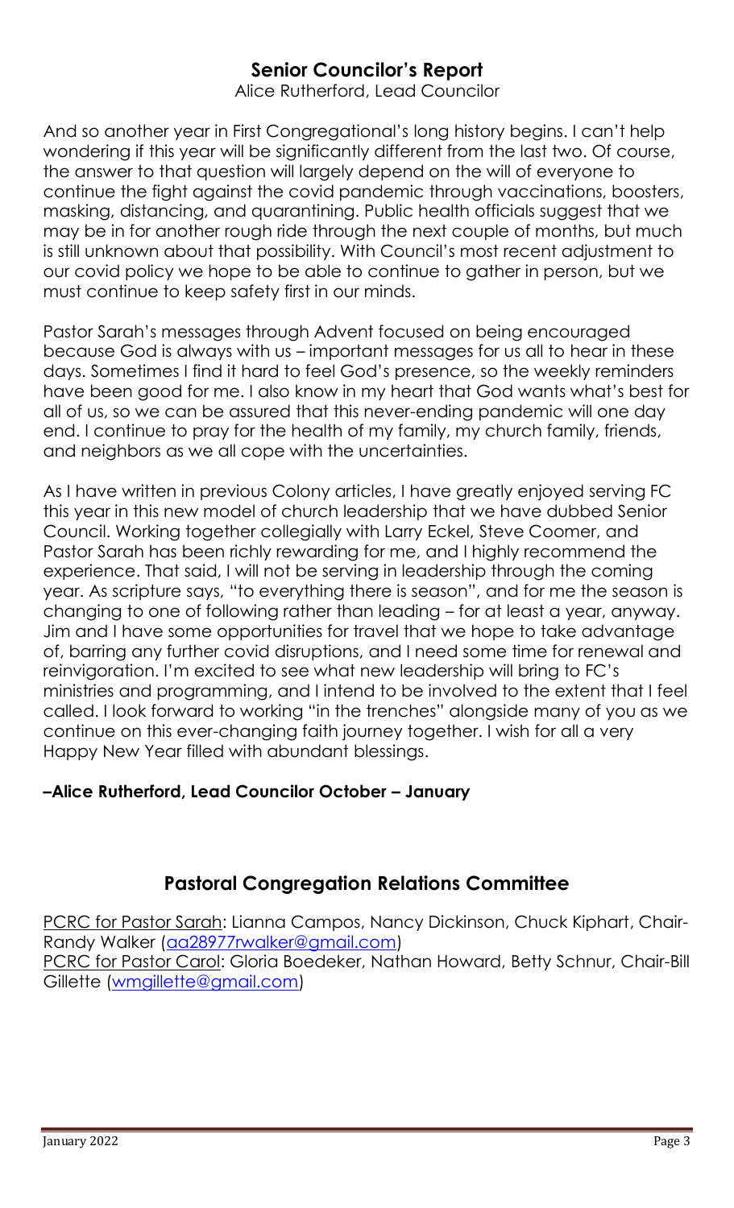## Senior Councilor's Report

Alice Rutherford, Lead Councilor

And so another year in First Congregational's long history begins. I can't help wondering if this year will be significantly different from the last two. Of course, the answer to that question will largely depend on the will of everyone to continue the fight against the covid pandemic through vaccinations, boosters, masking, distancing, and quarantining. Public health officials suggest that we may be in for another rough ride through the next couple of months, but much is still unknown about that possibility. With Council's most recent adjustment to our covid policy we hope to be able to continue to gather in person, but we must continue to keep safety first in our minds.

Pastor Sarah's messages through Advent focused on being encouraged because God is always with us – important messages for us all to hear in these days. Sometimes I find it hard to feel God's presence, so the weekly reminders have been good for me. I also know in my heart that God wants what's best for all of us, so we can be assured that this never-ending pandemic will one day end. I continue to pray for the health of my family, my church family, friends, and neighbors as we all cope with the uncertainties.

As I have written in previous Colony articles, I have greatly enjoyed serving FC this year in this new model of church leadership that we have dubbed Senior Council. Working together collegially with Larry Eckel, Steve Coomer, and Pastor Sarah has been richly rewarding for me, and I highly recommend the experience. That said, I will not be serving in leadership through the coming year. As scripture says, "to everything there is season", and for me the season is changing to one of following rather than leading – for at least a year, anyway. Jim and I have some opportunities for travel that we hope to take advantage of, barring any further covid disruptions, and I need some time for renewal and reinvigoration. I'm excited to see what new leadership will bring to FC's ministries and programming, and I intend to be involved to the extent that I feel called. I look forward to working "in the trenches" alongside many of you as we continue on this ever-changing faith journey together. I wish for all a very Happy New Year filled with abundant blessings.

**–Alice Rutherford, Lead Councilor October – January**

## Pastoral Congregation Relations Committee

PCRC for Pastor Sarah: Lianna Campos, Nancy Dickinson, Chuck Kiphart, Chair-Randy Walker (aa28977rwalker@gmail.com)
PCRC for Pastor Carol: Gloria Boedeker, Nathan Howard, Betty Schnur, Chair-Bill Gillette (wmgillette@gmail.com)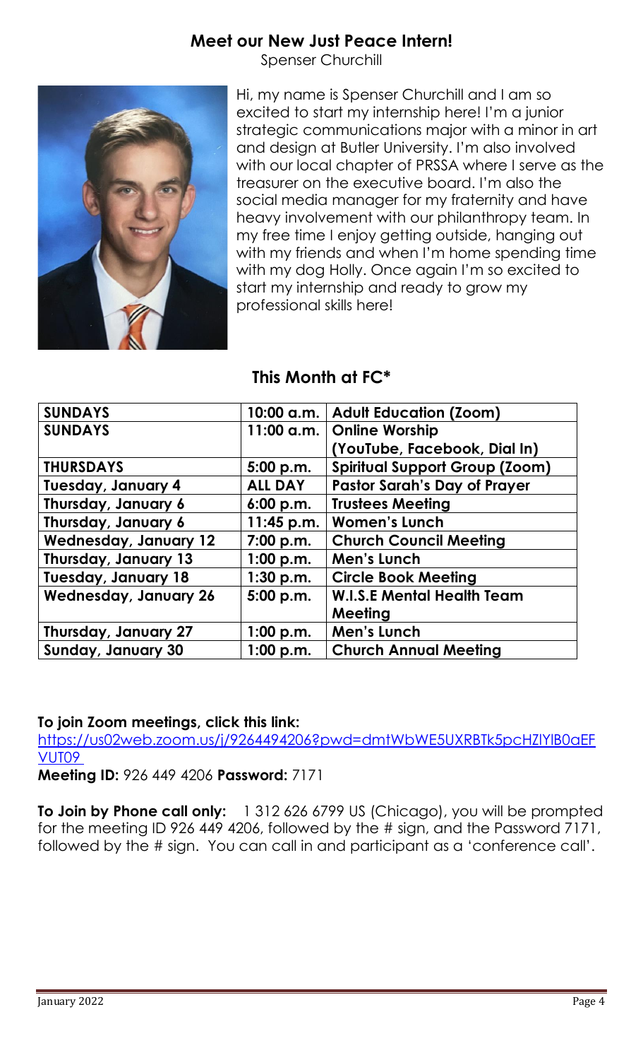## Meet our New Just Peace Intern!

Spenser Churchill

Hi, my name is Spenser Churchill and I am so excited to start my internship here! I'm a junior strategic communications major with a minor in art and design at Butler University. I'm also involved with our local chapter of PRSSA where I serve as the treasurer on the executive board. I'm also the social media manager for my fraternity and have heavy involvement with our philanthropy team. In my free time I enjoy getting outside, hanging out with my friends and when I'm home spending time with my dog Holly. Once again I'm so excited to start my internship and ready to grow my professional skills here!

## This Month at FC*

| | | |
|---|---|---|
| **SUNDAYS** | **10:00 a.m.** | **Adult Education (Zoom)** |
| **SUNDAYS** | **11:00 a.m.** | **Online Worship (YouTube, Facebook, Dial In)** |
| **THURSDAYS** | **5:00 p.m.** | **Spiritual Support Group (Zoom)** |
| **Tuesday, January 4** | **ALL DAY** | **Pastor Sarah's Day of Prayer** |
| **Thursday, January 6** | **6:00 p.m.** | **Trustees Meeting** |
| **Thursday, January 6** | **11:45 p.m.** | **Women's Lunch** |
| **Wednesday, January 12** | **7:00 p.m.** | **Church Council Meeting** |
| **Thursday, January 13** | **1:00 p.m.** | **Men's Lunch** |
| **Tuesday, January 18** | **1:30 p.m.** | **Circle Book Meeting** |
| **Wednesday, January 26** | **5:00 p.m.** | **W.I.S.E Mental Health Team Meeting** |
| **Thursday, January 27** | **1:00 p.m.** | **Men's Lunch** |
| **Sunday, January 30** | **1:00 p.m.** | **Church Annual Meeting** |

**To join Zoom meetings, click this link:**
https://us02web.zoom.us/j/9264494206?pwd=dmtWbWE5UXRBTk5pcHZlYlB0aEFVUT09

**Meeting ID:** 926 449 4206 **Password:** 7171

**To Join by Phone call only:** 1 312 626 6799 US (Chicago), you will be prompted for the meeting ID 926 449 4206, followed by the # sign, and the Password 7171, followed by the # sign. You can call in and participant as a 'conference call'.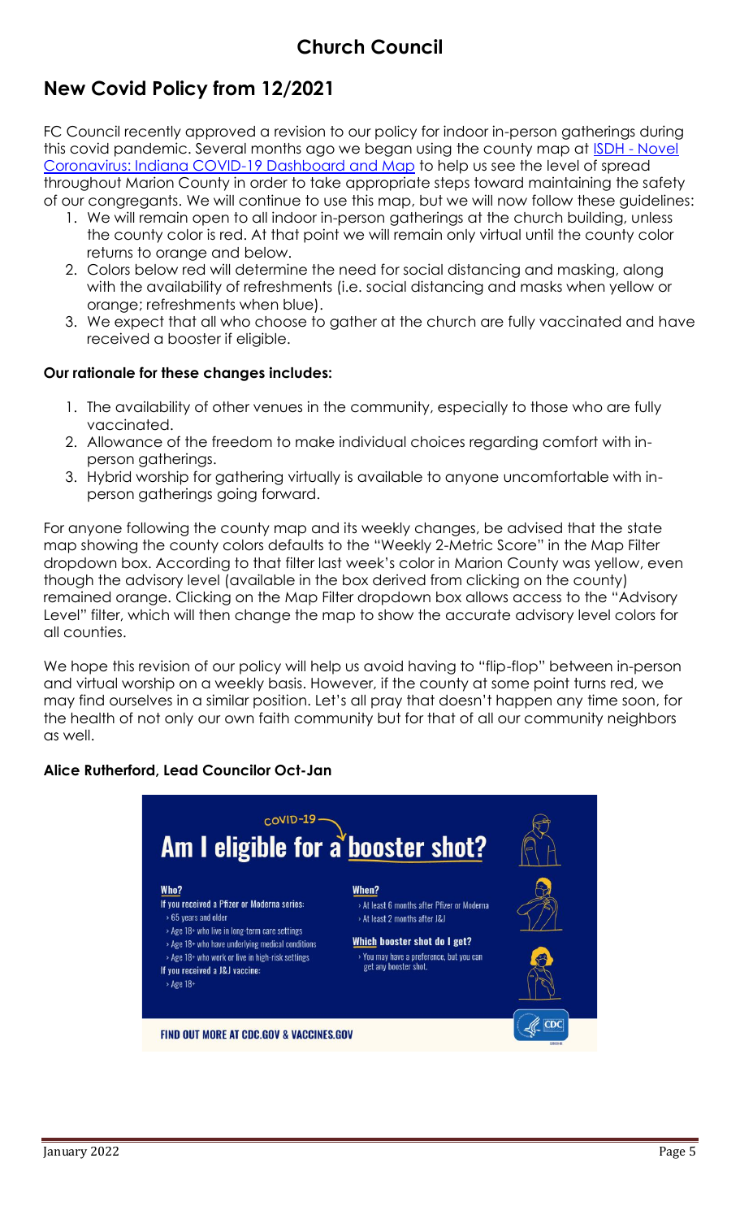# Church Council

## New Covid Policy from 12/2021

FC Council recently approved a revision to our policy for indoor in-person gatherings during this covid pandemic. Several months ago we began using the county map at [ISDH - Novel Coronavirus: Indiana COVID-19 Dashboard and Map]() to help us see the level of spread throughout Marion County in order to take appropriate steps toward maintaining the safety of our congregants. We will continue to use this map, but we will now follow these guidelines:

1. We will remain open to all indoor in-person gatherings at the church building, unless the county color is red. At that point we will remain only virtual until the county color returns to orange and below.
2. Colors below red will determine the need for social distancing and masking, along with the availability of refreshments (i.e. social distancing and masks when yellow or orange; refreshments when blue).
3. We expect that all who choose to gather at the church are fully vaccinated and have received a booster if eligible.

**Our rationale for these changes includes:**

1. The availability of other venues in the community, especially to those who are fully vaccinated.
2. Allowance of the freedom to make individual choices regarding comfort with in-person gatherings.
3. Hybrid worship for gathering virtually is available to anyone uncomfortable with in-person gatherings going forward.

For anyone following the county map and its weekly changes, be advised that the state map showing the county colors defaults to the "Weekly 2-Metric Score" in the Map Filter dropdown box. According to that filter last week's color in Marion County was yellow, even though the advisory level (available in the box derived from clicking on the county) remained orange. Clicking on the Map Filter dropdown box allows access to the "Advisory Level" filter, which will then change the map to show the accurate advisory level colors for all counties.

We hope this revision of our policy will help us avoid having to "flip-flop" between in-person and virtual worship on a weekly basis. However, if the county at some point turns red, we may find ourselves in a similar position. Let's all pray that doesn't happen any time soon, for the health of not only our own faith community but for that of all our community neighbors as well.

**Alice Rutherford, Lead Councilor Oct-Jan**

COVID-19

**Am I eligible for a booster shot?**

**Who?**

If you received a Pfizer or Moderna series:
- 65 years and older
- Age 18+ who live in long-term care settings
- Age 18+ who have underlying medical conditions
- Age 18+ who work or live in high-risk settings

If you received a J&J vaccine:
- Age 18+

**When?**
- At least 6 months after Pfizer or Moderna
- At least 2 months after J&J

**Which booster shot do I get?**
- You may have a preference, but you can get any booster shot.

FIND OUT MORE AT CDC.GOV & VACCINES.GOV

CDC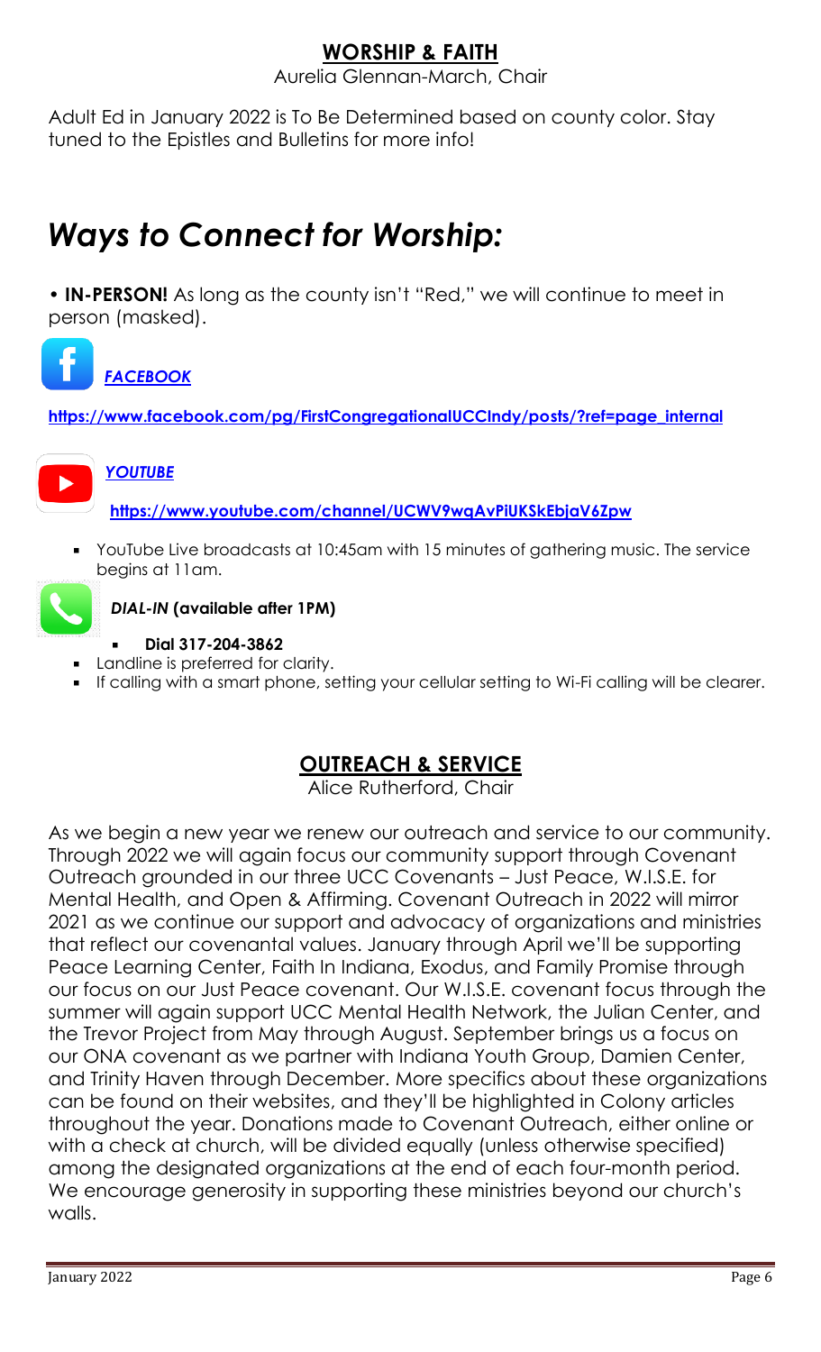## WORSHIP & FAITH

Aurelia Glennan-March, Chair

Adult Ed in January 2022 is To Be Determined based on county color. Stay tuned to the Epistles and Bulletins for more info!

# *Ways to Connect for Worship:*

• **IN-PERSON!** As long as the county isn't "Red," we will continue to meet in person (masked).

***FACEBOOK***

**https://www.facebook.com/pg/FirstCongregationalUCCIndy/posts/?ref=page_internal**

***YOUTUBE***

**https://www.youtube.com/channel/UCWV9wqAvPiUKSkEbjaV6Zpw**

- YouTube Live broadcasts at 10:45am with 15 minutes of gathering music. The service begins at 11am.

***DIAL-IN* (available after 1PM)**

- **Dial 317-204-3862**
- Landline is preferred for clarity.
- If calling with a smart phone, setting your cellular setting to Wi-Fi calling will be clearer.

## OUTREACH & SERVICE

Alice Rutherford, Chair

As we begin a new year we renew our outreach and service to our community. Through 2022 we will again focus our community support through Covenant Outreach grounded in our three UCC Covenants – Just Peace, W.I.S.E. for Mental Health, and Open & Affirming. Covenant Outreach in 2022 will mirror 2021 as we continue our support and advocacy of organizations and ministries that reflect our covenantal values. January through April we'll be supporting Peace Learning Center, Faith In Indiana, Exodus, and Family Promise through our focus on our Just Peace covenant. Our W.I.S.E. covenant focus through the summer will again support UCC Mental Health Network, the Julian Center, and the Trevor Project from May through August. September brings us a focus on our ONA covenant as we partner with Indiana Youth Group, Damien Center, and Trinity Haven through December. More specifics about these organizations can be found on their websites, and they'll be highlighted in Colony articles throughout the year. Donations made to Covenant Outreach, either online or with a check at church, will be divided equally (unless otherwise specified) among the designated organizations at the end of each four-month period. We encourage generosity in supporting these ministries beyond our church's walls.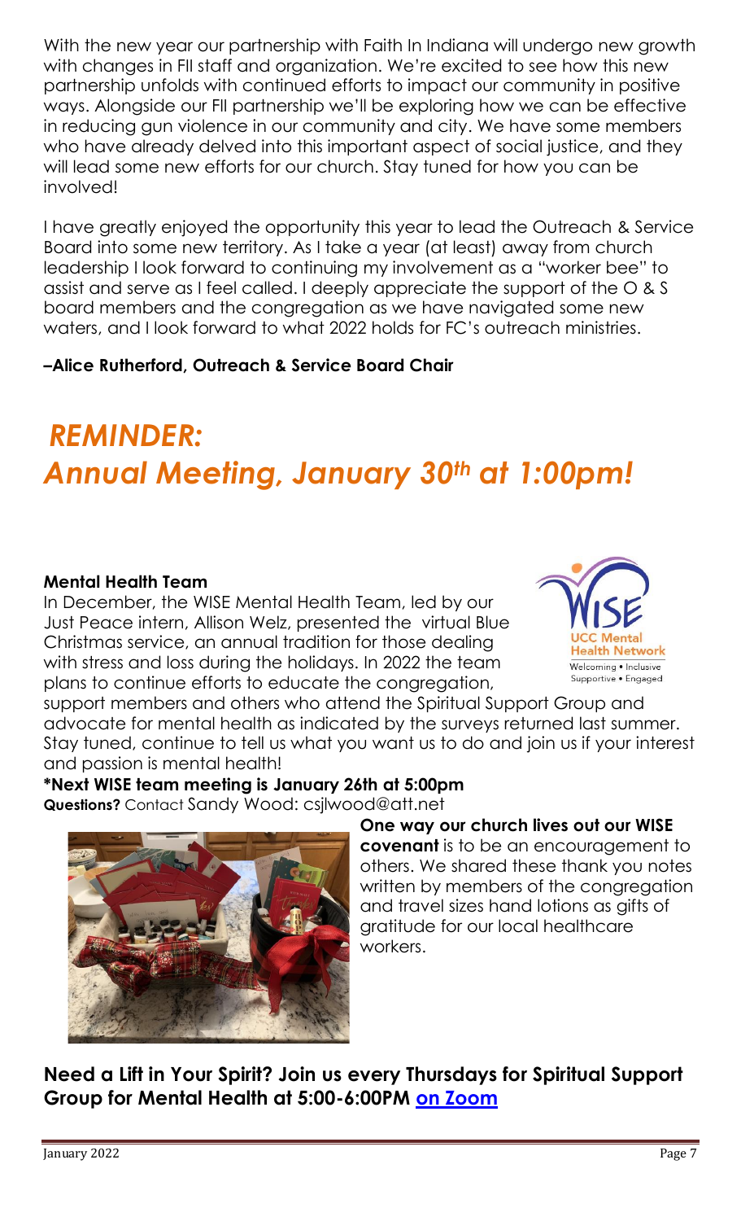With the new year our partnership with Faith In Indiana will undergo new growth with changes in FII staff and organization. We're excited to see how this new partnership unfolds with continued efforts to impact our community in positive ways. Alongside our FII partnership we'll be exploring how we can be effective in reducing gun violence in our community and city. We have some members who have already delved into this important aspect of social justice, and they will lead some new efforts for our church. Stay tuned for how you can be involved!

I have greatly enjoyed the opportunity this year to lead the Outreach & Service Board into some new territory. As I take a year (at least) away from church leadership I look forward to continuing my involvement as a "worker bee" to assist and serve as I feel called. I deeply appreciate the support of the O & S board members and the congregation as we have navigated some new waters, and I look forward to what 2022 holds for FC's outreach ministries.

**–Alice Rutherford, Outreach & Service Board Chair**

# *REMINDER:*
# *Annual Meeting, January 30th at 1:00pm!*

**Mental Health Team**

In December, the WISE Mental Health Team, led by our Just Peace intern, Allison Welz, presented the virtual Blue Christmas service, an annual tradition for those dealing with stress and loss during the holidays. In 2022 the team plans to continue efforts to educate the congregation, support members and others who attend the Spiritual Support Group and advocate for mental health as indicated by the surveys returned last summer. Stay tuned, continue to tell us what you want us to do and join us if your interest and passion is mental health!

WISE UCC Mental Health Network — Welcoming • Inclusive • Supportive • Engaged

**\*Next WISE team meeting is January 26th at 5:00pm**

**Questions?** Contact Sandy Wood: csjlwood@att.net

**One way our church lives out our WISE covenant** is to be an encouragement to others. We shared these thank you notes written by members of the congregation and travel sizes hand lotions as gifts of gratitude for our local healthcare workers.

### Need a Lift in Your Spirit? Join us every Thursdays for Spiritual Support Group for Mental Health at 5:00-6:00PM on Zoom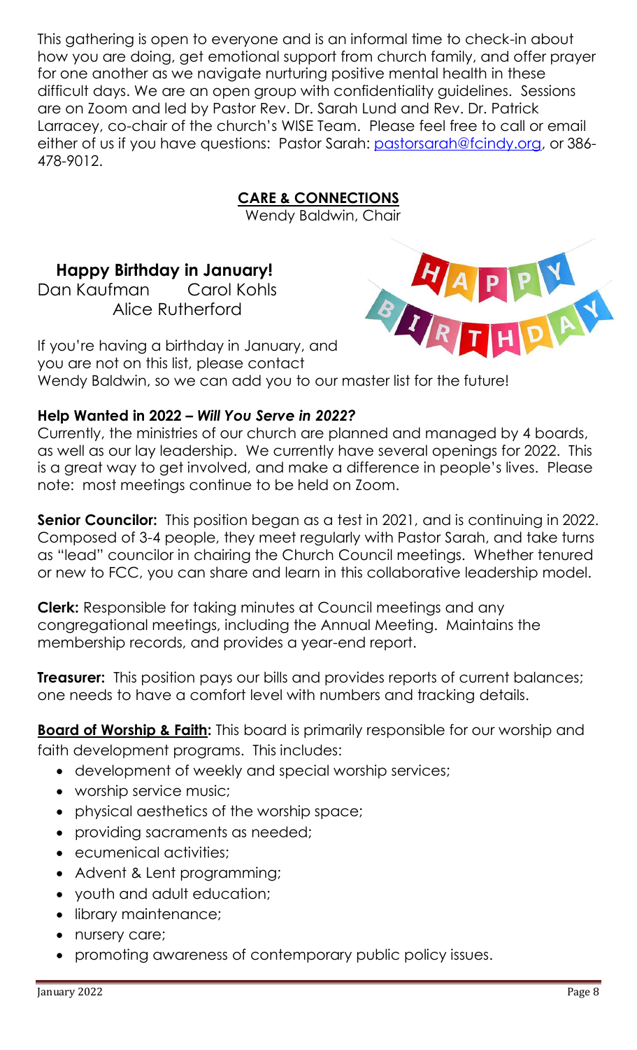This gathering is open to everyone and is an informal time to check-in about how you are doing, get emotional support from church family, and offer prayer for one another as we navigate nurturing positive mental health in these difficult days. We are an open group with confidentiality guidelines. Sessions are on Zoom and led by Pastor Rev. Dr. Sarah Lund and Rev. Dr. Patrick Larracey, co-chair of the church's WISE Team. Please feel free to call or email either of us if you have questions: Pastor Sarah: pastorsarah@fcindy.org, or 386-478-9012.

## CARE & CONNECTIONS

Wendy Baldwin, Chair

### Happy Birthday in January!

Dan Kaufman  Carol Kohls
Alice Rutherford

If you're having a birthday in January, and you are not on this list, please contact Wendy Baldwin, so we can add you to our master list for the future!

### Help Wanted in 2022 – *Will You Serve in 2022?*

Currently, the ministries of our church are planned and managed by 4 boards, as well as our lay leadership. We currently have several openings for 2022. This is a great way to get involved, and make a difference in people's lives. Please note: most meetings continue to be held on Zoom.

**Senior Councilor:** This position began as a test in 2021, and is continuing in 2022. Composed of 3-4 people, they meet regularly with Pastor Sarah, and take turns as "lead" councilor in chairing the Church Council meetings. Whether tenured or new to FCC, you can share and learn in this collaborative leadership model.

**Clerk:** Responsible for taking minutes at Council meetings and any congregational meetings, including the Annual Meeting. Maintains the membership records, and provides a year-end report.

**Treasurer:** This position pays our bills and provides reports of current balances; one needs to have a comfort level with numbers and tracking details.

**Board of Worship & Faith:** This board is primarily responsible for our worship and faith development programs. This includes:

- development of weekly and special worship services;
- worship service music;
- physical aesthetics of the worship space;
- providing sacraments as needed;
- ecumenical activities;
- Advent & Lent programming;
- youth and adult education;
- library maintenance;
- nursery care;
- promoting awareness of contemporary public policy issues.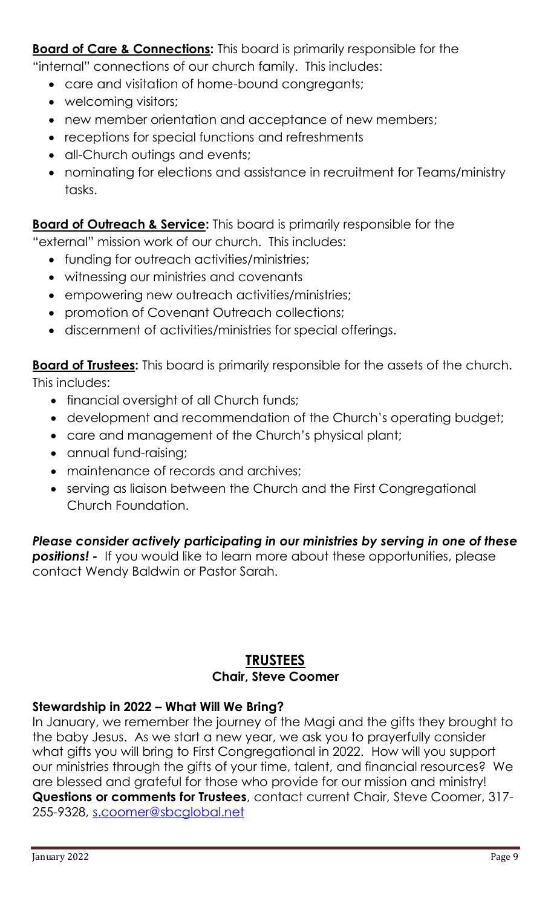**Board of Care & Connections:** This board is primarily responsible for the "internal" connections of our church family. This includes:

- care and visitation of home-bound congregants;
- welcoming visitors;
- new member orientation and acceptance of new members;
- receptions for special functions and refreshments
- all-Church outings and events;
- nominating for elections and assistance in recruitment for Teams/ministry tasks.

**Board of Outreach & Service:** This board is primarily responsible for the "external" mission work of our church. This includes:

- funding for outreach activities/ministries;
- witnessing our ministries and covenants
- empowering new outreach activities/ministries;
- promotion of Covenant Outreach collections;
- discernment of activities/ministries for special offerings.

**Board of Trustees:** This board is primarily responsible for the assets of the church. This includes:

- financial oversight of all Church funds;
- development and recommendation of the Church's operating budget;
- care and management of the Church's physical plant;
- annual fund-raising;
- maintenance of records and archives;
- serving as liaison between the Church and the First Congregational Church Foundation.

***Please consider actively participating in our ministries by serving in one of these positions! -*** If you would like to learn more about these opportunities, please contact Wendy Baldwin or Pastor Sarah.

## TRUSTEES

**Chair, Steve Coomer**

**Stewardship in 2022 – What Will We Bring?**

In January, we remember the journey of the Magi and the gifts they brought to the baby Jesus. As we start a new year, we ask you to prayerfully consider what gifts you will bring to First Congregational in 2022. How will you support our ministries through the gifts of your time, talent, and financial resources? We are blessed and grateful for those who provide for our mission and ministry! **Questions or comments for Trustees**, contact current Chair, Steve Coomer, 317-255-9328, s.coomer@sbcglobal.net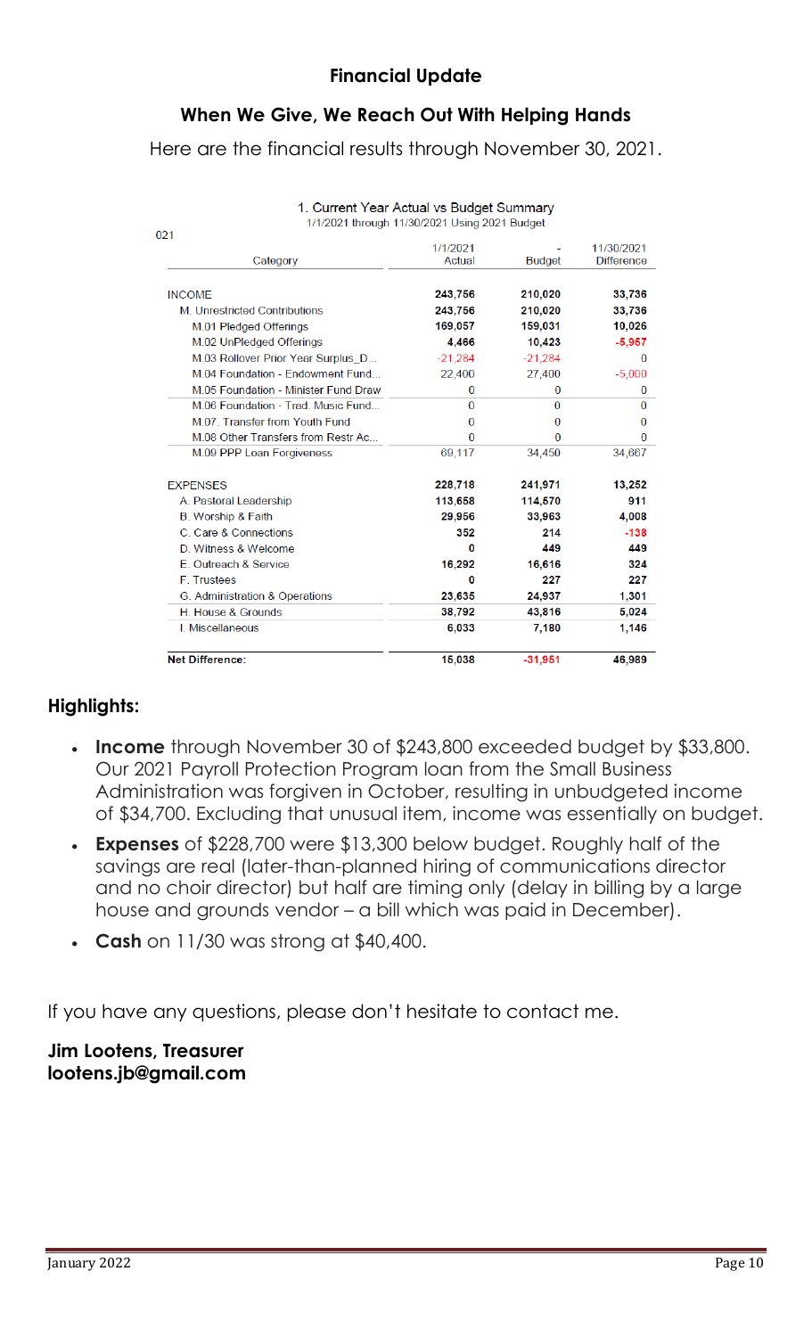## Financial Update

### When We Give, We Reach Out With Helping Hands

Here are the financial results through November 30, 2021.

**1. Current Year Actual vs Budget Summary**
1/1/2021 through 11/30/2021 Using 2021 Budget

021

| Category | 1/1/2021 Actual | - Budget | 11/30/2021 Difference |
|---|---|---|---|
| INCOME | 243,756 | 210,020 | 33,736 |
| M. Unrestricted Contributions | 243,756 | 210,020 | 33,736 |
| M.01 Pledged Offerings | 169,057 | 159,031 | 10,026 |
| M.02 UnPledged Offerings | 4,466 | 10,423 | -5,957 |
| M.03 Rollover Prior Year Surplus_D... | -21,284 | -21,284 | 0 |
| M.04 Foundation - Endowment Fund... | 22,400 | 27,400 | -5,000 |
| M.05 Foundation - Minister Fund Draw | 0 | 0 | 0 |
| M.06 Foundation - Trad. Music Fund... | 0 | 0 | 0 |
| M.07. Transfer from Youth Fund | 0 | 0 | 0 |
| M.08 Other Transfers from Restr Ac... | 0 | 0 | 0 |
| M.09 PPP Loan Forgiveness | 69,117 | 34,450 | 34,667 |
| EXPENSES | 228,718 | 241,971 | 13,252 |
| A. Pastoral Leadership | 113,658 | 114,570 | 911 |
| B. Worship & Faith | 29,956 | 33,963 | 4,008 |
| C. Care & Connections | 352 | 214 | -138 |
| D. Witness & Welcome | 0 | 449 | 449 |
| E. Outreach & Service | 16,292 | 16,616 | 324 |
| F. Trustees | 0 | 227 | 227 |
| G. Administration & Operations | 23,635 | 24,937 | 1,301 |
| H. House & Grounds | 38,792 | 43,816 | 5,024 |
| I. Miscellaneous | 6,033 | 7,180 | 1,146 |
| **Net Difference:** | 15,038 | -31,951 | 46,989 |

### Highlights:

- **Income** through November 30 of $243,800 exceeded budget by $33,800. Our 2021 Payroll Protection Program loan from the Small Business Administration was forgiven in October, resulting in unbudgeted income of $34,700. Excluding that unusual item, income was essentially on budget.
- **Expenses** of $228,700 were $13,300 below budget. Roughly half of the savings are real (later-than-planned hiring of communications director and no choir director) but half are timing only (delay in billing by a large house and grounds vendor – a bill which was paid in December).
- **Cash** on 11/30 was strong at $40,400.

If you have any questions, please don't hesitate to contact me.

**Jim Lootens, Treasurer**
**lootens.jb@gmail.com**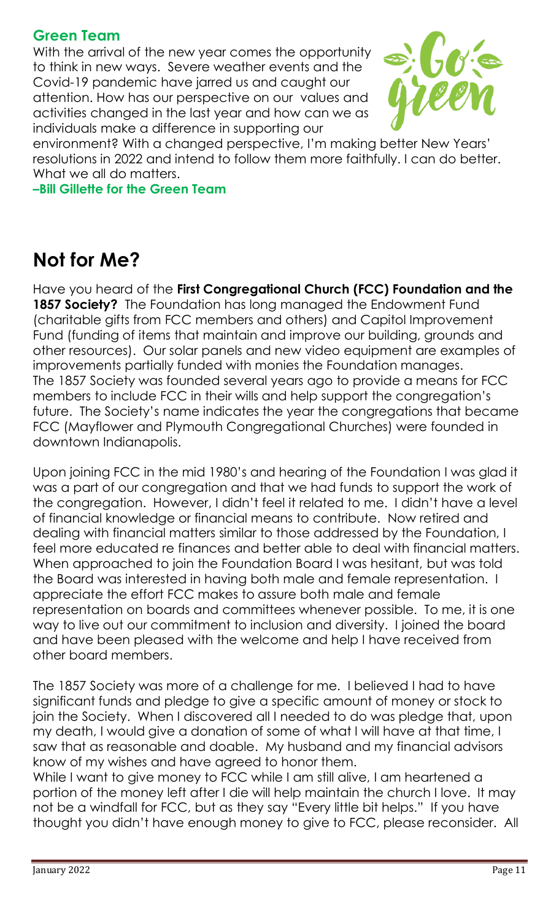### Green Team

With the arrival of the new year comes the opportunity to think in new ways. Severe weather events and the Covid-19 pandemic have jarred us and caught our attention. How has our perspective on our values and activities changed in the last year and how can we as individuals make a difference in supporting our environment? With a changed perspective, I'm making better New Years' resolutions in 2022 and intend to follow them more faithfully. I can do better. What we all do matters.

**–Bill Gillette for the Green Team**

# Not for Me?

Have you heard of the **First Congregational Church (FCC) Foundation and the 1857 Society?** The Foundation has long managed the Endowment Fund (charitable gifts from FCC members and others) and Capitol Improvement Fund (funding of items that maintain and improve our building, grounds and other resources). Our solar panels and new video equipment are examples of improvements partially funded with monies the Foundation manages. The 1857 Society was founded several years ago to provide a means for FCC members to include FCC in their wills and help support the congregation's future. The Society's name indicates the year the congregations that became FCC (Mayflower and Plymouth Congregational Churches) were founded in downtown Indianapolis.

Upon joining FCC in the mid 1980's and hearing of the Foundation I was glad it was a part of our congregation and that we had funds to support the work of the congregation. However, I didn't feel it related to me. I didn't have a level of financial knowledge or financial means to contribute. Now retired and dealing with financial matters similar to those addressed by the Foundation, I feel more educated re finances and better able to deal with financial matters. When approached to join the Foundation Board I was hesitant, but was told the Board was interested in having both male and female representation. I appreciate the effort FCC makes to assure both male and female representation on boards and committees whenever possible. To me, it is one way to live out our commitment to inclusion and diversity. I joined the board and have been pleased with the welcome and help I have received from other board members.

The 1857 Society was more of a challenge for me. I believed I had to have significant funds and pledge to give a specific amount of money or stock to join the Society. When I discovered all I needed to do was pledge that, upon my death, I would give a donation of some of what I will have at that time, I saw that as reasonable and doable. My husband and my financial advisors know of my wishes and have agreed to honor them.

While I want to give money to FCC while I am still alive, I am heartened a portion of the money left after I die will help maintain the church I love. It may not be a windfall for FCC, but as they say "Every little bit helps." If you have thought you didn't have enough money to give to FCC, please reconsider. All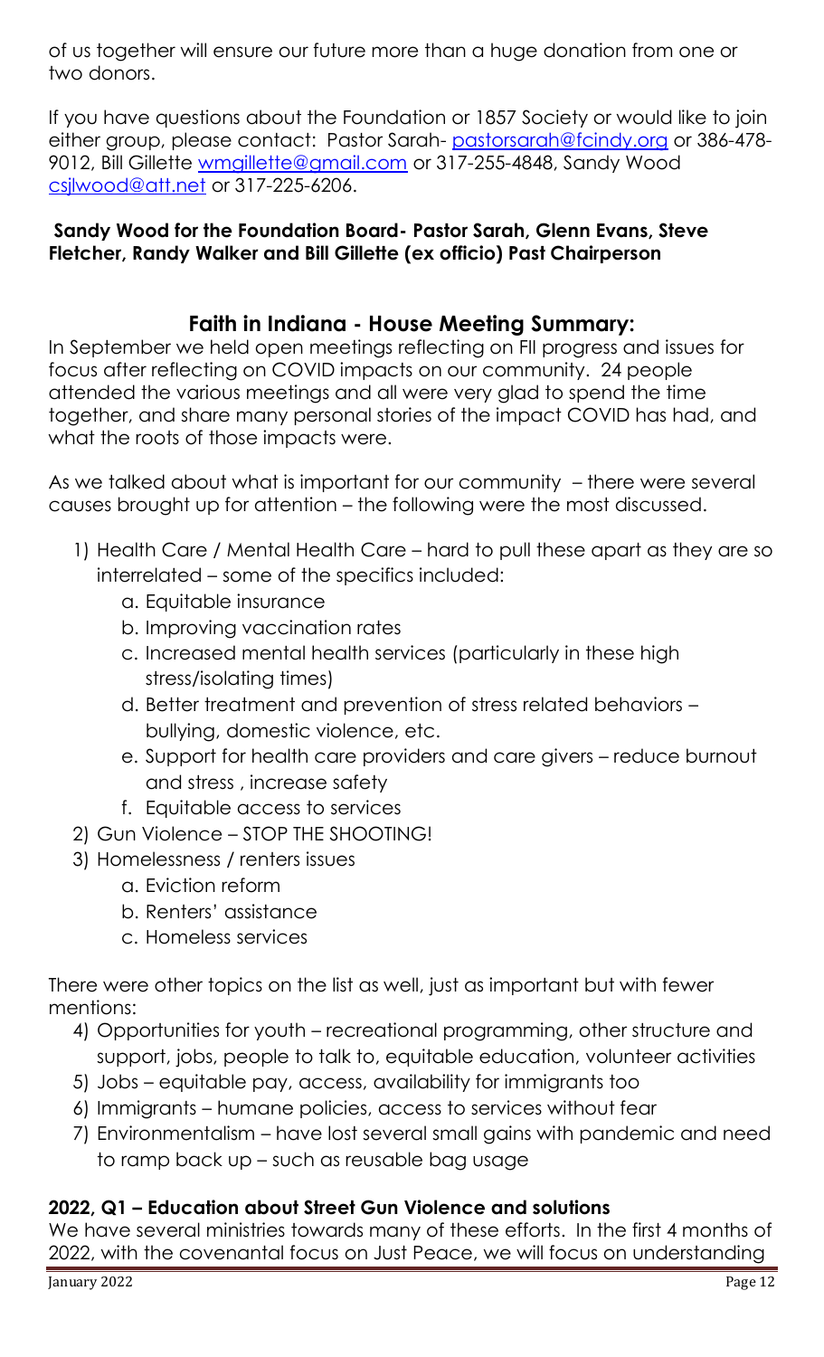of us together will ensure our future more than a huge donation from one or two donors.

If you have questions about the Foundation or 1857 Society or would like to join either group, please contact: Pastor Sarah- pastorsarah@fcindy.org or 386-478-9012, Bill Gillette wmgillette@gmail.com or 317-255-4848, Sandy Wood csjlwood@att.net or 317-225-6206.

**Sandy Wood for the Foundation Board- Pastor Sarah, Glenn Evans, Steve Fletcher, Randy Walker and Bill Gillette (ex officio) Past Chairperson**

## Faith in Indiana - House Meeting Summary:

In September we held open meetings reflecting on FII progress and issues for focus after reflecting on COVID impacts on our community. 24 people attended the various meetings and all were very glad to spend the time together, and share many personal stories of the impact COVID has had, and what the roots of those impacts were.

As we talked about what is important for our community – there were several causes brought up for attention – the following were the most discussed.

1) Health Care / Mental Health Care – hard to pull these apart as they are so interrelated – some of the specifics included:
   a. Equitable insurance
   b. Improving vaccination rates
   c. Increased mental health services (particularly in these high stress/isolating times)
   d. Better treatment and prevention of stress related behaviors – bullying, domestic violence, etc.
   e. Support for health care providers and care givers – reduce burnout and stress , increase safety
   f. Equitable access to services
2) Gun Violence – STOP THE SHOOTING!
3) Homelessness / renters issues
   a. Eviction reform
   b. Renters' assistance
   c. Homeless services

There were other topics on the list as well, just as important but with fewer mentions:

4) Opportunities for youth – recreational programming, other structure and support, jobs, people to talk to, equitable education, volunteer activities
5) Jobs – equitable pay, access, availability for immigrants too
6) Immigrants – humane policies, access to services without fear
7) Environmentalism – have lost several small gains with pandemic and need to ramp back up – such as reusable bag usage

**2022, Q1 – Education about Street Gun Violence and solutions**

We have several ministries towards many of these efforts. In the first 4 months of 2022, with the covenantal focus on Just Peace, we will focus on understanding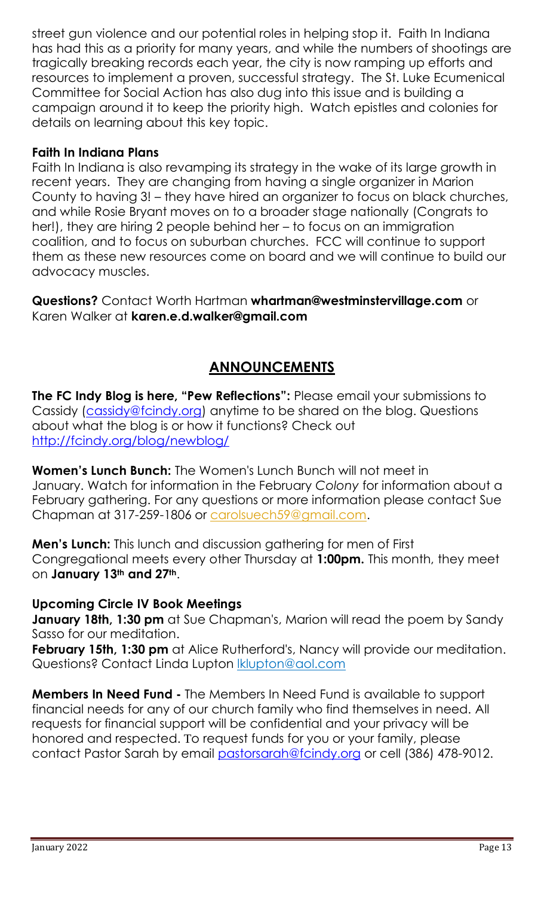street gun violence and our potential roles in helping stop it. Faith In Indiana has had this as a priority for many years, and while the numbers of shootings are tragically breaking records each year, the city is now ramping up efforts and resources to implement a proven, successful strategy. The St. Luke Ecumenical Committee for Social Action has also dug into this issue and is building a campaign around it to keep the priority high. Watch epistles and colonies for details on learning about this key topic.

**Faith In Indiana Plans**

Faith In Indiana is also revamping its strategy in the wake of its large growth in recent years. They are changing from having a single organizer in Marion County to having 3! – they have hired an organizer to focus on black churches, and while Rosie Bryant moves on to a broader stage nationally (Congrats to her!), they are hiring 2 people behind her – to focus on an immigration coalition, and to focus on suburban churches. FCC will continue to support them as these new resources come on board and we will continue to build our advocacy muscles.

**Questions?** Contact Worth Hartman **whartman@westminstervillage.com** or Karen Walker at **karen.e.d.walker@gmail.com**

## ANNOUNCEMENTS

**The FC Indy Blog is here, "Pew Reflections":** Please email your submissions to Cassidy (cassidy@fcindy.org) anytime to be shared on the blog. Questions about what the blog is or how it functions? Check out http://fcindy.org/blog/newblog/

**Women's Lunch Bunch:** The Women's Lunch Bunch will not meet in January. Watch for information in the February *Colony* for information about a February gathering. For any questions or more information please contact Sue Chapman at 317-259-1806 or carolsuech59@gmail.com.

**Men's Lunch:** This lunch and discussion gathering for men of First Congregational meets every other Thursday at **1:00pm.** This month, they meet on **January 13th and 27th**.

**Upcoming Circle IV Book Meetings**

**January 18th, 1:30 pm** at Sue Chapman's, Marion will read the poem by Sandy Sasso for our meditation.

**February 15th, 1:30 pm** at Alice Rutherford's, Nancy will provide our meditation. Questions? Contact Linda Lupton lklupton@aol.com

**Members In Need Fund -** The Members In Need Fund is available to support financial needs for any of our church family who find themselves in need. All requests for financial support will be confidential and your privacy will be honored and respected. To request funds for you or your family, please contact Pastor Sarah by email pastorsarah@fcindy.org or cell (386) 478-9012.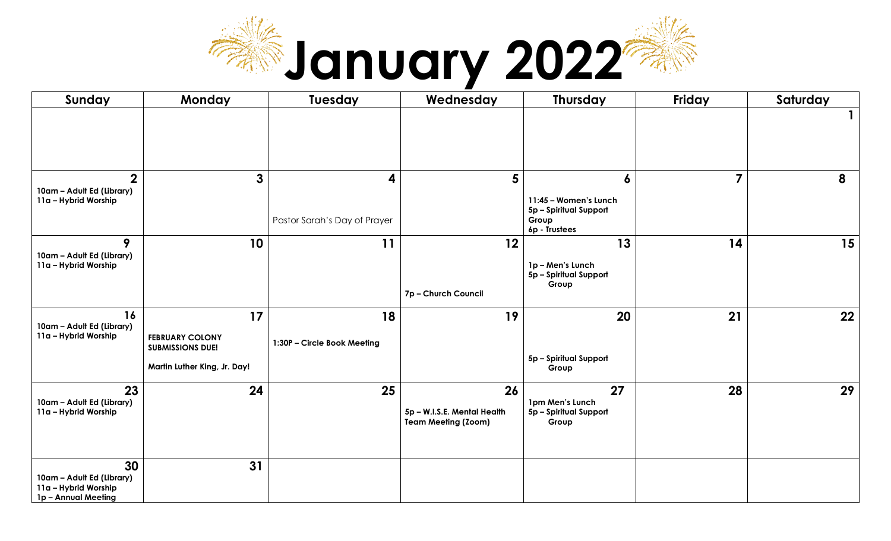# January 2022

| Sunday | Monday | Tuesday | Wednesday | Thursday | Friday | Saturday |
|---|---|---|---|---|---|---|
| | | | | | | **1** |
| **2**<br>**10am – Adult Ed (Library)**<br>**11a – Hybrid Worship** | **3** | **4**<br>Pastor Sarah's Day of Prayer | **5** | **6**<br>**11:45 – Women's Lunch**<br>**5p – Spiritual Support Group**<br>**6p - Trustees** | **7** | **8** |
| **9**<br>**10am – Adult Ed (Library)**<br>**11a – Hybrid Worship** | **10** | **11** | **12**<br>**7p – Church Council** | **13**<br>**1p – Men's Lunch**<br>**5p – Spiritual Support Group** | **14** | **15** |
| **16**<br>**10am – Adult Ed (Library)**<br>**11a – Hybrid Worship** | **17**<br>**FEBRUARY COLONY SUBMISSIONS DUE!**<br>**Martin Luther King, Jr. Day!** | **18**<br>**1:30P – Circle Book Meeting** | **19** | **20**<br>**5p – Spiritual Support Group** | **21** | **22** |
| **23**<br>**10am – Adult Ed (Library)**<br>**11a – Hybrid Worship** | **24** | **25** | **26**<br>**5p – W.I.S.E. Mental Health Team Meeting (Zoom)** | **27**<br>**1pm Men's Lunch**<br>**5p – Spiritual Support Group** | **28** | **29** |
| **30**<br>**10am – Adult Ed (Library)**<br>**11a – Hybrid Worship**<br>**1p – Annual Meeting** | **31** | | | | | |